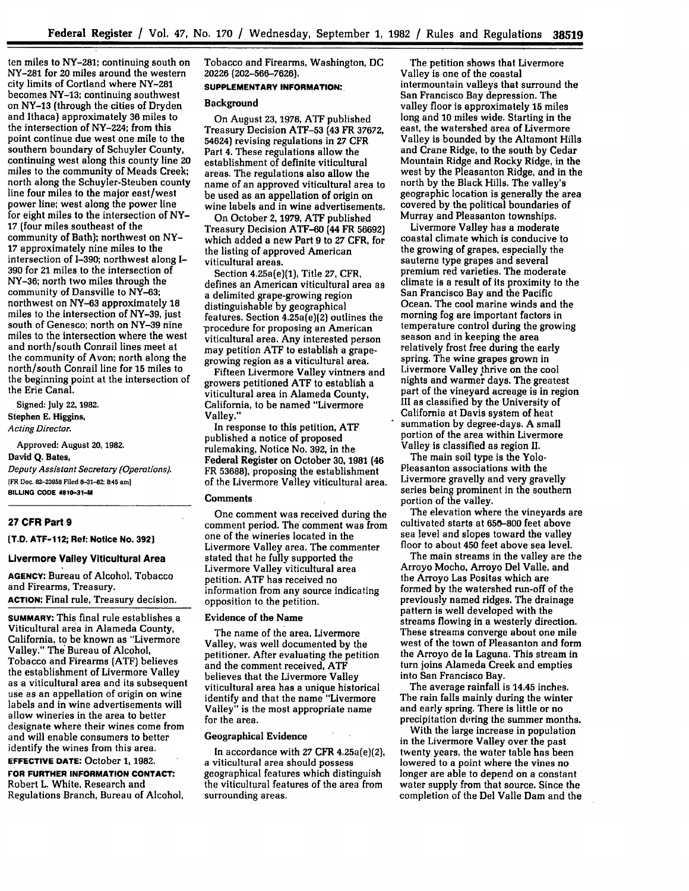ten miles to NY-281; continuing south on NY-281 for 20 miles around the western city limits of Cortland where NY-281 becomes NY-13; continuing southwest on NY-13 (through the cities of Dryden and Ithaca) approximately 36 miles to the intersection of NY-224; from this point continue due west one mile to the southern boundary of Schuyler County, continuing west along this county line 20 miles to the community of Meads Creek; north along the Schuyler-Steuben county line four miles to the major east/west power line; west along the power line for eight miles to the intersection of NY-17 (four miles southeast of the community of Bath); northwest on NY-17 approximately nine miles to the intersection of I-390; northwest along I-390 for 21 miles to the intersection of NY-36; north two miles through the community of Dansville to NY-63; northwest on NY-63 approximately 18 miles to the intersection of NY-39, just south of Genesco; north on NY-39 nine miles to the intersection where the west and north/south Conrail lines meet at the community of Avon; north along the north/south Conrail line for 15 miles to the beginning point at the intersection of the Erie Canal.

Signed: July 22, 1982.

Stephen E. Higgins,

*Acting Director.*

Approved: August 20, 1982.

David Q. Bates,

*Deputy Assistant Secretary (Operations).*

[FR Doc. 82-23958 Filed 8-31-82; 8:45 am]

BILLING CODE 4810-31-M

## 27 CFR Part 9

**[T.D. ATF-112; Ref: Notice No. 392]**

### Livermore Valley Viticultural Area

**AGENCY:** Bureau of Alcohol, Tobacco and Firearms, Treasury.

**ACTION:** Final rule, Treasury decision.

**SUMMARY:** This final rule establishes a Viticultural area in Alameda County, California, to be known as "Livermore Valley." The Bureau of Alcohol, Tobacco and Firearms (ATF) believes the establishment of Livermore Valley as a viticultural area and its subsequent use as an appellation of origin on wine labels and in wine advertisements will allow wineries in the area to better designate where their wines come from and will enable consumers to better identify the wines from this area.

**EFFECTIVE DATE:** October 1, 1982.

**FOR FURTHER INFORMATION CONTACT:** Robert L. White, Research and Regulations Branch, Bureau of Alcohol, Tobacco and Firearms, Washington, DC 20226 (202-566-7626).

**SUPPLEMENTARY INFORMATION:**

#### Background

On August 23, 1978, ATF published Treasury Decision ATF-53 (43 FR 37672, 54624) revising regulations in 27 CFR Part 4. These regulations allow the establishment of definite viticultural areas. The regulations also allow the name of an approved viticultural area to be used as an appellation of origin on wine labels and in wine advertisements.

On October 2, 1979, ATF published Treasury Decision ATF-60 (44 FR 56692) which added a new Part 9 to 27 CFR, for the listing of approved American viticultural areas.

Section 4.25a(e)(1), Title 27, CFR, defines an American viticultural area as a delimited grape-growing region distinguishable by geographical features. Section 4.25a(e)(2) outlines the procedure for proposing an American viticultural area. Any interested person may petition ATF to establish a grape-growing region as a viticultural area.

Fifteen Livermore Valley vintners and growers petitioned ATF to establish a viticultural area in Alameda County, California, to be named "Livermore Valley."

In response to this petition, ATF published a notice of proposed rulemaking, Notice No. 392, in the **Federal Register** on October 30, 1981 (46 FR 53688), proposing the establishment of the Livermore Valley viticultural area.

#### Comments

One comment was received during the comment period. The comment was from one of the wineries located in the Livermore Valley area. The commenter stated that he fully supported the Livermore Valley viticultural area petition. ATF has received no information from any source indicating opposition to the petition.

#### Evidence of the Name

The name of the area, Livermore Valley, was well documented by the petitioner. After evaluating the petition and the comment received, ATF believes that the Livermore Valley viticultural area has a unique historical identify and that the name "Livermore Valley" is the most appropriate name for the area.

#### Geographical Evidence

In accordance with 27 CFR 4.25a(e)(2), a viticultural area should possess geographical features which distinguish the viticultural features of the area from surrounding areas.

The petition shows that Livermore Valley is one of the coastal intermountain valleys that surround the San Francisco Bay depression. The valley floor is approximately 15 miles long and 10 miles wide. Starting in the east, the watershed area of Livermore Valley is bounded by the Altamont Hills and Crane Ridge, to the south by Cedar Mountain Ridge and Rocky Ridge, in the west by the Pleasanton Ridge, and in the north by the Black Hills. The valley's geographic location is generally the area covered by the political boundaries of Murray and Pleasanton townships.

Livermore Valley has a moderate coastal climate which is conducive to the growing of grapes, especially the sauterne type grapes and several premium red varieties. The moderate climate is a result of its proximity to the San Francisco Bay and the Pacific Ocean. The cool marine winds and the morning fog are important factors in temperature control during the growing season and in keeping the area relatively frost free during the early spring. The wine grapes grown in Livermore Valley thrive on the cool nights and warmer days. The greatest part of the vineyard acreage is in region III as classified by the University of California at Davis system of heat summation by degree-days. A small portion of the area within Livermore Valley is classified as region II.

The main soil type is the Yolo-Pleasanton associations with the Livermore gravelly and very gravelly series being prominent in the southern portion of the valley.

The elevation where the vineyards are cultivated starts at 650-800 feet above sea level and slopes toward the valley floor to about 450 feet above sea level.

The main streams in the valley are the Arroyo Mocho, Arroyo Del Valle, and the Arroyo Las Positas which are formed by the watershed run-off of the previously named ridges. The drainage pattern is well developed with the streams flowing in a westerly direction. These streams converge about one mile west of the town of Pleasanton and form the Arroyo de la Laguna. This stream in turn joins Alameda Creek and empties into San Francisco Bay.

The average rainfall is 14.45 inches. The rain falls mainly during the winter and early spring. There is little or no precipitation during the summer months.

With the large increase in population in the Livermore Valley over the past twenty years, the water table has been lowered to a point where the vines no longer are able to depend on a constant water supply from that source. Since the completion of the Del Valle Dam and the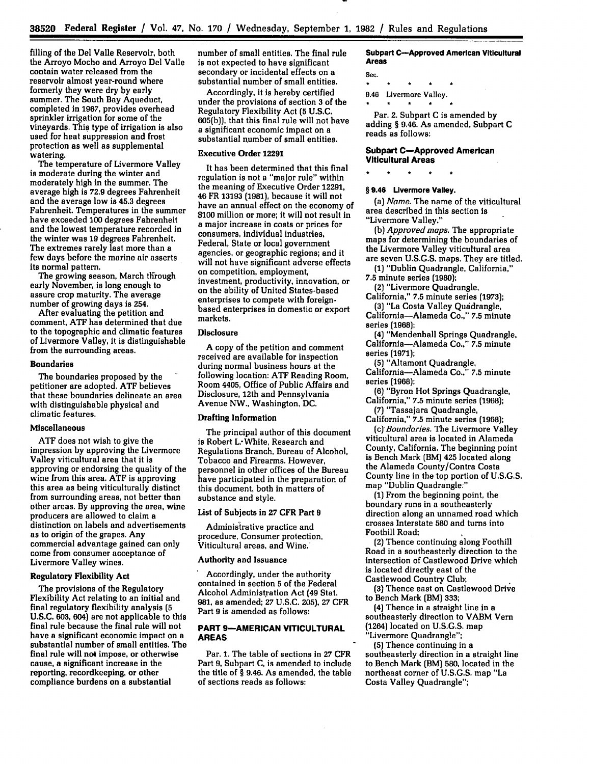filling of the Del Valle Reservoir, both the Arroyo Mocho and Arroyo Del Valle contain water released from the reservoir almost year-round where formerly they were dry by early summer. The South Bay Aqueduct, completed in 1967, provides overhead sprinkler irrigation for some of the vineyards. This type of irrigation is also used for heat suppression and frost protection as well as supplemental watering.

The temperature of Livermore Valley is moderate during the winter and moderately high in the summer. The average high is 72.9 degrees Fahrenheit and the average low is 45.3 degrees Fahrenheit. Temperatures in the summer have exceeded 100 degrees Fahrenheit and the lowest temperature recorded in the winter was 19 degrees Fahrenheit. The extremes rarely last more than a few days before the marine air asserts its normal pattern.

The growing season, March through early November, is long enough to assure crop maturity. The average number of growing days is 254.

After evaluating the petition and comment, ATF has determined that due to the topographic and climatic features of Livermore Valley, it is distinguishable from the surrounding areas.

### Boundaries

The boundaries proposed by the petitioner are adopted. ATF believes that these boundaries delineate an area with distinguishable physical and climatic features.

### Miscellaneous

ATF does not wish to give the impression by approving the Livermore Valley viticultural area that it is approving or endorsing the quality of the wine from this area. ATF is approving this area as being viticulturally distinct from surrounding areas, not better than other areas. By approving the area, wine producers are allowed to claim a distinction on labels and advertisements as to origin of the grapes. Any commercial advantage gained can only come from consumer acceptance of Livermore Valley wines.

### Regulatory Flexibility Act

The provisions of the Regulatory Flexibility Act relating to an initial and final regulatory flexibility analysis (5 U.S.C. 603, 604) are not applicable to this final rule because the final rule will not have a significant economic impact on a substantial number of small entities. The final rule will not impose, or otherwise cause, a significant increase in the reporting, recordkeeping, or other compliance burdens on a substantial number of small entities. The final rule is not expected to have significant secondary or incidental effects on a substantial number of small entities.

Accordingly, it is hereby certified under the provisions of section 3 of the Regulatory Flexibility Act (5 U.S.C. 605(b)), that this final rule will not have a significant economic impact on a substantial number of small entities.

### Executive Order 12291

It has been determined that this final regulation is not a "major rule" within the meaning of Executive Order 12291, 46 FR 13193 (1981), because it will not have an annual effect on the economy of $100 million or more; it will not result in a major increase in costs or prices for consumers, individual industries, Federal, State or local government agencies, or geographic regions; and it will not have significant adverse effects on competition, employment, investment, productivity, innovation, or on the ability of United States-based enterprises to compete with foreign-based enterprises in domestic or export markets.

### Disclosure

A copy of the petition and comment received are available for inspection during normal business hours at the following location: ATF Reading Room, Room 4405, Office of Public Affairs and Disclosure, 12th and Pennsylvania Avenue NW., Washington, DC.

### Drafting Information

The principal author of this document is Robert L. White, Research and Regulations Branch, Bureau of Alcohol, Tobacco and Firearms. However, personnel in other offices of the Bureau have participated in the preparation of this document, both in matters of substance and style.

### List of Subjects in 27 CFR Part 9

Administrative practice and procedure, Consumer protection, Viticultural areas, and Wine.

### Authority and Issuance

Accordingly, under the authority contained in section 5 of the Federal Alcohol Administration Act (49 Stat. 981, as amended; 27 U.S.C. 205), 27 CFR Part 9 is amended as follows:

## PART 9—AMERICAN VITICULTURAL AREAS

Par. 1. The table of sections in 27 CFR Part 9, Subpart C, is amended to include the title of § 9.46. As amended, the table of sections reads as follows:

### Subpart C—Approved American Viticultural Areas

Sec.

\* \* \* \* \*

9.46 Livermore Valley.

\* \* \* \* \*

Par. 2. Subpart C is amended by adding § 9.46. As amended, Subpart C reads as follows:

### Subpart C—Approved American Viticultural Areas

\* \* \* \* \*

#### § 9.46 Livermore Valley.

(a) *Name.* The name of the viticultural area described in this section is "Livermore Valley."

(b) *Approved maps.* The appropriate maps for determining the boundaries of the Livermore Valley viticultural area are seven U.S.G.S. maps. They are titled.

(1) "Dublin Quadrangle, California," 7.5 minute series (1980);

(2) "Livermore Quadrangle, California," 7.5 minute series (1973);

(3) "La Costa Valley Quadrangle, California—Alameda Co.," 7.5 minute series (1968);

(4) "Mendenhall Springs Quadrangle, California—Alameda Co.," 7.5 minute series (1971);

(5) "Altamont Quadrangle, California—Alameda Co.," 7.5 minute series (1968);

(6) "Byron Hot Springs Quadrangle, California," 7.5 minute series (1968);

(7) "Tassajara Quadrangle, California," 7.5 minute series (1968);

(c) *Boundaries.* The Livermore Valley viticultural area is located in Alameda County, California. The beginning point is Bench Mark (BM) 425 located along the Alameda County/Contra Costa County line in the top portion of U.S.G.S. map "Dublin Quadrangle."

(1) From the beginning point, the boundary runs in a southeasterly direction along an unnamed road which crosses Interstate 580 and turns into Foothill Road;

(2) Thence continuing along Foothill Road in a southeasterly direction to the intersection of Castlewood Drive which is located directly east of the Castlewood Country Club;

(3) Thence east on Castlewood Drive to Bench Mark (BM) 333;

(4) Thence in a straight line in a southeasterly direction to VABM Vern (1264) located on U.S.G.S. map "Livermore Quadrangle";

(5) Thence continuing in a southeasterly direction in a straight line to Bench Mark (BM) 580, located in the northeast corner of U.S.G.S. map "La Costa Valley Quadrangle";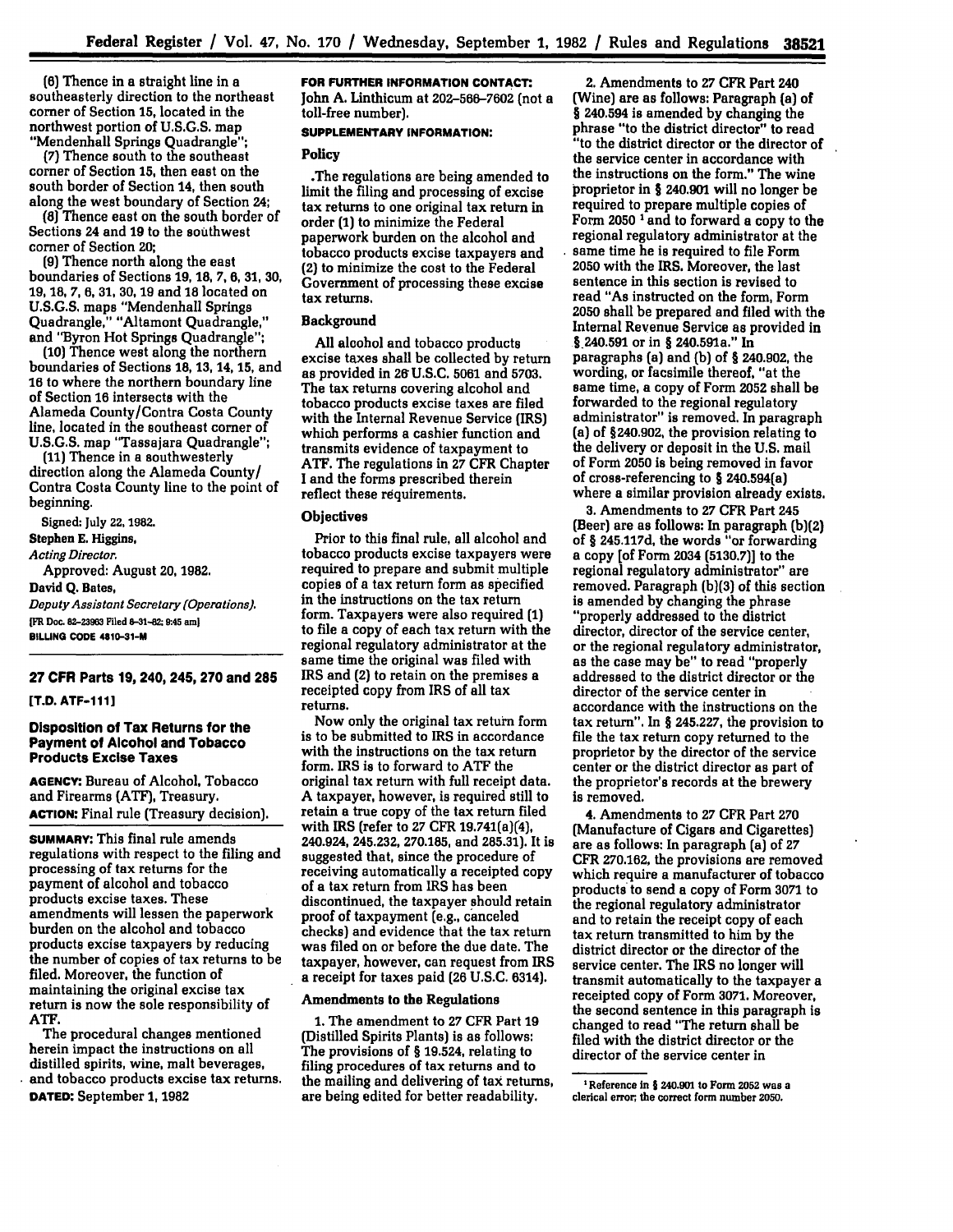(6) Thence in a straight line in a southeasterly direction to the northeast corner of Section 15, located in the northwest portion of U.S.G.S. map "Mendenhall Springs Quadrangle";

(7) Thence south to the southeast corner of Section 15, then east on the south border of Section 14, then south along the west boundary of Section 24;

(8) Thence east on the south border of Sections 24 and 19 to the southwest corner of Section 20;

(9) Thence north along the east boundaries of Sections 19, 18, 7, 6, 31, 30, 19, 18, 7, 6, 31, 30, 19 and 18 located on U.S.G.S. maps "Mendenhall Springs Quadrangle," "Altamont Quadrangle," and "Byron Hot Springs Quadrangle";

(10) Thence west along the northern boundaries of Sections 18, 13, 14, 15, and 16 to where the northern boundary line of Section 16 intersects with the Alameda County/Contra Costa County line, located in the southeast corner of U.S.G.S. map "Tassajara Quadrangle";

(11) Thence in a southwesterly direction along the Alameda County/Contra Costa County line to the point of beginning.

Signed: July 22, 1982.

**Stephen E. Higgins,**
*Acting Director.*

Approved: August 20, 1982.

**David Q. Bates,**
*Deputy Assistant Secretary (Operations).*

[FR Doc. 82-23963 Filed 8-31-82; 8:45 am]

**BILLING CODE 4810-31-M**

---

## 27 CFR Parts 19, 240, 245, 270 and 285

**[T.D. ATF-111]**

## Disposition of Tax Returns for the Payment of Alcohol and Tobacco Products Excise Taxes

**AGENCY:** Bureau of Alcohol, Tobacco and Firearms (ATF), Treasury.

**ACTION:** Final rule (Treasury decision).

**SUMMARY:** This final rule amends regulations with respect to the filing and processing of tax returns for the payment of alcohol and tobacco products excise taxes. These amendments will lessen the paperwork burden on the alcohol and tobacco products excise taxpayers by reducing the number of copies of tax returns to be filed. Moreover, the function of maintaining the original excise tax return is now the sole responsibility of ATF.

The procedural changes mentioned herein impact the instructions on all distilled spirits, wine, malt beverages, and tobacco products excise tax returns.

**DATED:** September 1, 1982

**FOR FURTHER INFORMATION CONTACT:** John A. Linthicum at 202-566-7602 (not a toll-free number).

**SUPPLEMENTARY INFORMATION:**

### Policy

The regulations are being amended to limit the filing and processing of excise tax returns to one original tax return in order (1) to minimize the Federal paperwork burden on the alcohol and tobacco products excise taxpayers and (2) to minimize the cost to the Federal Government of processing these excise tax returns.

### Background

All alcohol and tobacco products excise taxes shall be collected by return as provided in 26 U.S.C. 5061 and 5703. The tax returns covering alcohol and tobacco products excise taxes are filed with the Internal Revenue Service (IRS) which performs a cashier function and transmits evidence of taxpayment to ATF. The regulations in 27 CFR Chapter I and the forms prescribed therein reflect these requirements.

### Objectives

Prior to this final rule, all alcohol and tobacco products excise taxpayers were required to prepare and submit multiple copies of a tax return form as specified in the instructions on the tax return form. Taxpayers were also required (1) to file a copy of each tax return with the regional regulatory administrator at the same time the original was filed with IRS and (2) to retain on the premises a receipted copy from IRS of all tax returns.

Now only the original tax return form is to be submitted to IRS in accordance with the instructions on the tax return form. IRS is to forward to ATF the original tax return with full receipt data. A taxpayer, however, is required still to retain a true copy of the tax return filed with IRS (refer to 27 CFR 19.741(a)(4), 240.924, 245.232, 270.185, and 285.31). It is suggested that, since the procedure of receiving automatically a receipted copy of a tax return from IRS has been discontinued, the taxpayer should retain proof of taxpayment (e.g., canceled checks) and evidence that the tax return was filed on or before the due date. The taxpayer, however, can request from IRS a receipt for taxes paid (26 U.S.C. 6314).

### Amendments to the Regulations

1. The amendment to 27 CFR Part 19 (Distilled Spirits Plants) is as follows: The provisions of § 19.524, relating to filing procedures of tax returns and to the mailing and delivering of tax returns, are being edited for better readability.

2. Amendments to 27 CFR Part 240 (Wine) are as follows: Paragraph (a) of § 240.594 is amended by changing the phrase "to the district director" to read "to the district director or the director of the service center in accordance with the instructions on the form." The wine proprietor in § 240.901 will no longer be required to prepare multiple copies of Form 2050 [1] and to forward a copy to the regional regulatory administrator at the same time he is required to file Form 2050 with the IRS. Moreover, the last sentence in this section is revised to read "As instructed on the form, Form 2050 shall be prepared and filed with the Internal Revenue Service as provided in § 240.591 or in § 240.591a." In paragraphs (a) and (b) of § 240.902, the wording, or facsimile thereof, "at the same time, a copy of Form 2052 shall be forwarded to the regional regulatory administrator" is removed. In paragraph (a) of § 240.902, the provision relating to the delivery or deposit in the U.S. mail of Form 2050 is being removed in favor of cross-referencing to § 240.594(a) where a similar provision already exists.

3. Amendments to 27 CFR Part 245 (Beer) are as follows: In paragraph (b)(2) of § 245.117d, the words "or forwarding a copy [of Form 2034 (5130.7)] to the regional regulatory administrator" are removed. Paragraph (b)(3) of this section is amended by changing the phrase "properly addressed to the district director, director of the service center, or the regional regulatory administrator, as the case may be" to read "properly addressed to the district director or the director of the service center in accordance with the instructions on the tax return". In § 245.227, the provision to file the tax return copy returned to the proprietor by the director of the service center or the district director as part of the proprietor's records at the brewery is removed.

4. Amendments to 27 CFR Part 270 (Manufacture of Cigars and Cigarettes) are as follows: In paragraph (a) of 27 CFR 270.162, the provisions are removed which require a manufacturer of tobacco products to send a copy of Form 3071 to the regional regulatory administrator and to retain the receipt copy of each tax return transmitted to him by the district director or the director of the service center. The IRS no longer will transmit automatically to the taxpayer a receipted copy of Form 3071. Moreover, the second sentence in this paragraph is changed to read "The return shall be filed with the district director or the director of the service center in

---

[1] Reference in § 240.901 to Form 2052 was a clerical error; the correct form number 2050.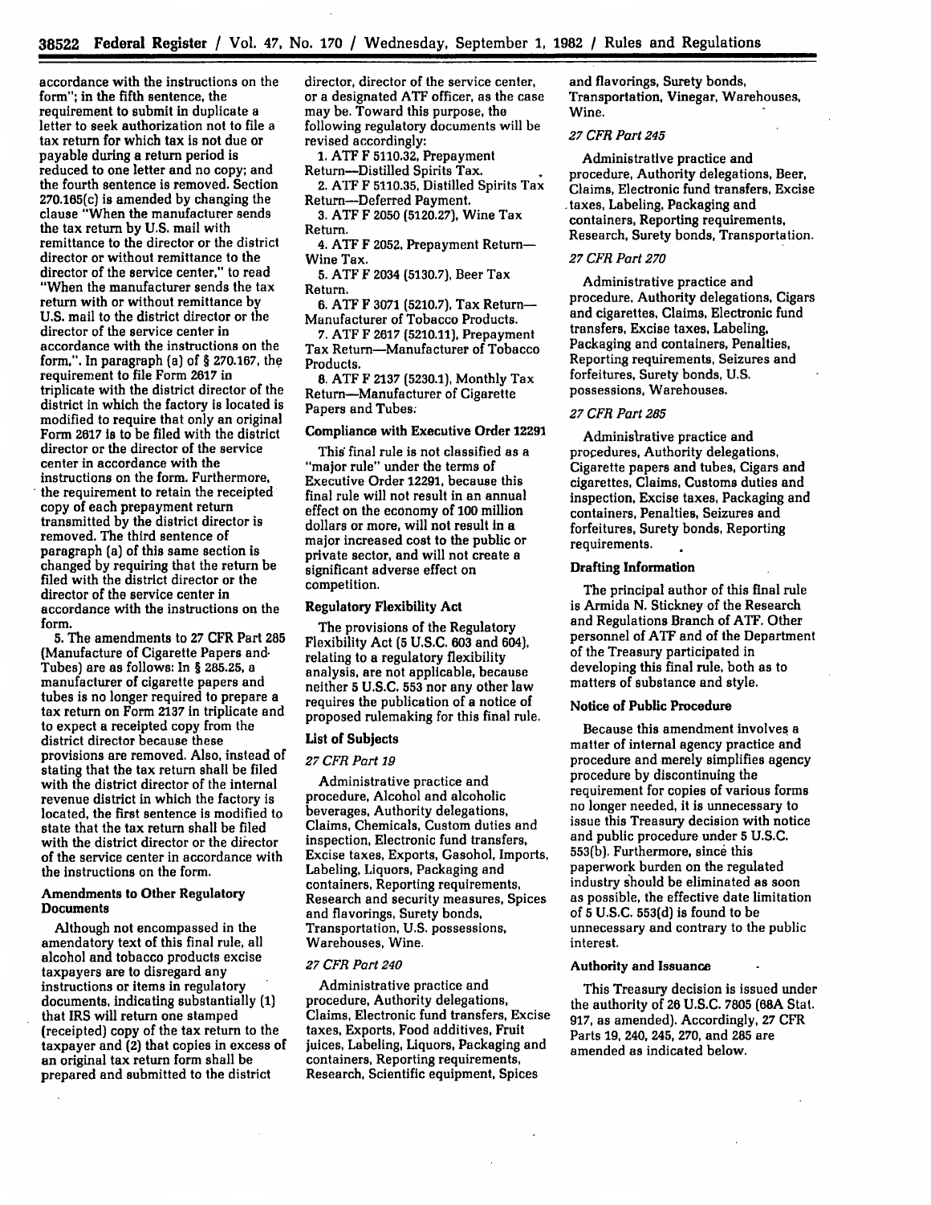accordance with the instructions on the form"; in the fifth sentence, the requirement to submit in duplicate a letter to seek authorization not to file a tax return for which tax is not due or payable during a return period is reduced to one letter and no copy; and the fourth sentence is removed. Section 270.165(c) is amended by changing the clause "When the manufacturer sends the tax return by U.S. mail with remittance to the director or the district director or without remittance to the director of the service center," to read "When the manufacturer sends the tax return with or without remittance by U.S. mail to the district director or the director of the service center in accordance with the instructions on the form,". In paragraph (a) of § 270.167, the requirement to file Form 2617 in triplicate with the district director of the district in which the factory is located is modified to require that only an original Form 2617 is to be filed with the district director or the director of the service center in accordance with the instructions on the form. Furthermore, the requirement to retain the receipted copy of each prepayment return transmitted by the district director is removed. The third sentence of paragraph (a) of this same section is changed by requiring that the return be filed with the district director or the director of the service center in accordance with the instructions on the form.

5. The amendments to 27 CFR Part 285 (Manufacture of Cigarette Papers and Tubes) are as follows: In § 285.25, a manufacturer of cigarette papers and tubes is no longer required to prepare a tax return on Form 2137 in triplicate and to expect a receipted copy from the district director because these provisions are removed. Also, instead of stating that the tax return shall be filed with the district director of the internal revenue district in which the factory is located, the first sentence is modified to state that the tax return shall be filed with the district director or the director of the service center in accordance with the instructions on the form.

### Amendments to Other Regulatory Documents

Although not encompassed in the amendatory text of this final rule, all alcohol and tobacco products excise taxpayers are to disregard any instructions or items in regulatory documents, indicating substantially (1) that IRS will return one stamped (receipted) copy of the tax return to the taxpayer and (2) that copies in excess of an original tax return form shall be prepared and submitted to the district director, director of the service center, or a designated ATF officer, as the case may be. Toward this purpose, the following regulatory documents will be revised accordingly:

1. ATF F 5110.32, Prepayment Return—Distilled Spirits Tax.
2. ATF F 5110.35, Distilled Spirits Tax Return—Deferred Payment.
3. ATF F 2050 (5120.27), Wine Tax Return.
4. ATF F 2052, Prepayment Return—Wine Tax.
5. ATF F 2034 (5130.7), Beer Tax Return.
6. ATF F 3071 (5210.7), Tax Return—Manufacturer of Tobacco Products.
7. ATF F 2617 (5210.11), Prepayment Tax Return—Manufacturer of Tobacco Products.
8. ATF F 2137 (5230.1), Monthly Tax Return—Manufacturer of Cigarette Papers and Tubes.

### Compliance with Executive Order 12291

This final rule is not classified as a "major rule" under the terms of Executive Order 12291, because this final rule will not result in an annual effect on the economy of 100 million dollars or more, will not result in a major increased cost to the public or private sector, and will not create a significant adverse effect on competition.

### Regulatory Flexibility Act

The provisions of the Regulatory Flexibility Act (5 U.S.C. 603 and 604), relating to a regulatory flexibility analysis, are not applicable, because neither 5 U.S.C. 553 nor any other law requires the publication of a notice of proposed rulemaking for this final rule.

### List of Subjects

*27 CFR Part 19*

Administrative practice and procedure, Alcohol and alcoholic beverages, Authority delegations, Claims, Chemicals, Custom duties and inspection, Electronic fund transfers, Excise taxes, Exports, Gasohol, Imports, Labeling, Liquors, Packaging and containers, Reporting requirements, Research and security measures, Spices and flavorings, Surety bonds, Transportation, U.S. possessions, Warehouses, Wine.

*27 CFR Part 240*

Administrative practice and procedure, Authority delegations, Claims, Electronic fund transfers, Excise taxes, Exports, Food additives, Fruit juices, Labeling, Liquors, Packaging and containers, Reporting requirements, Research, Scientific equipment, Spices and flavorings, Surety bonds, Transportation, Vinegar, Warehouses, Wine.

*27 CFR Part 245*

Administrative practice and procedure, Authority delegations, Beer, Claims, Electronic fund transfers, Excise taxes, Labeling, Packaging and containers, Reporting requirements, Research, Surety bonds, Transportation.

*27 CFR Part 270*

Administrative practice and procedure, Authority delegations, Cigars and cigarettes, Claims, Electronic fund transfers, Excise taxes, Labeling, Packaging and containers, Penalties, Reporting requirements, Seizures and forfeitures, Surety bonds, U.S. possessions, Warehouses.

*27 CFR Part 285*

Administrative practice and procedures, Authority delegations, Cigarette papers and tubes, Cigars and cigarettes, Claims, Customs duties and inspection, Excise taxes, Packaging and containers, Penalties, Seizures and forfeitures, Surety bonds, Reporting requirements.

### Drafting Information

The principal author of this final rule is Armida N. Stickney of the Research and Regulations Branch of ATF. Other personnel of ATF and of the Department of the Treasury participated in developing this final rule, both as to matters of substance and style.

### Notice of Public Procedure

Because this amendment involves a matter of internal agency practice and procedure and merely simplifies agency procedure by discontinuing the requirement for copies of various forms no longer needed, it is unnecessary to issue this Treasury decision with notice and public procedure under 5 U.S.C. 553(b). Furthermore, since this paperwork burden on the regulated industry should be eliminated as soon as possible, the effective date limitation of 5 U.S.C. 553(d) is found to be unnecessary and contrary to the public interest.

### Authority and Issuance

This Treasury decision is issued under the authority of 26 U.S.C. 7805 (68A Stat. 917, as amended). Accordingly, 27 CFR Parts 19, 240, 245, 270, and 285 are amended as indicated below.